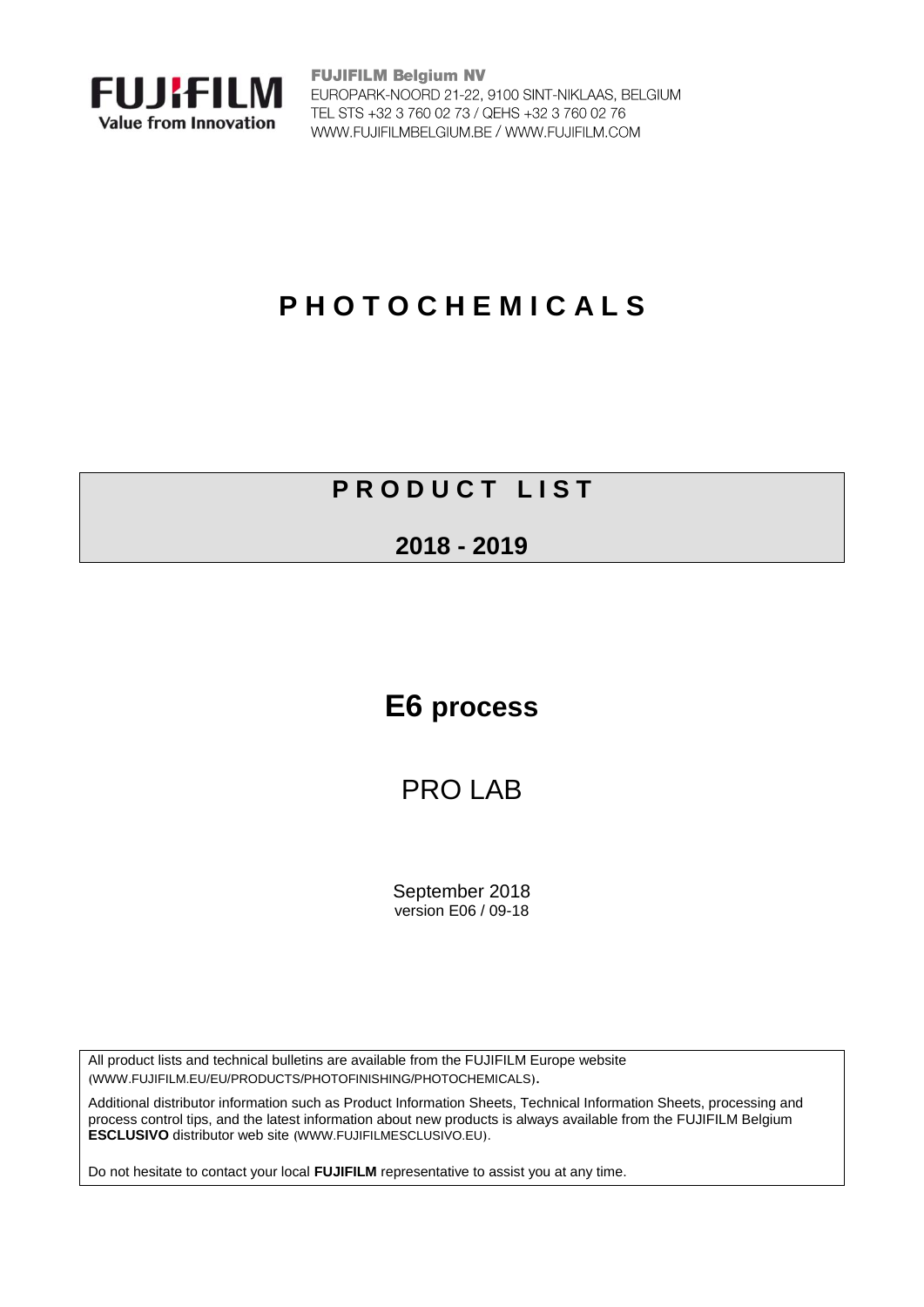**FUJIFILM**
Value from Innovation

**FUJIFILM Belgium NV**
EUROPARK-NOORD 21-22, 9100 SINT-NIKLAAS, BELGIUM
TEL STS +32 3 760 02 73 / QEHS +32 3 760 02 76
WWW.FUJIFILMBELGIUM.BE / WWW.FUJIFILM.COM

# P H O T O C H E M I C A L S

## P R O D U C T  L I S T

## 2018 - 2019

# E6 process

## PRO LAB

September 2018
version E06 / 09-18

All product lists and technical bulletins are available from the FUJIFILM Europe website (WWW.FUJIFILM.EU/EU/PRODUCTS/PHOTOFINISHING/PHOTOCHEMICALS).

Additional distributor information such as Product Information Sheets, Technical Information Sheets, processing and process control tips, and the latest information about new products is always available from the FUJIFILM Belgium **ESCLUSIVO** distributor web site (WWW.FUJIFILMESCLUSIVO.EU).

Do not hesitate to contact your local **FUJIFILM** representative to assist you at any time.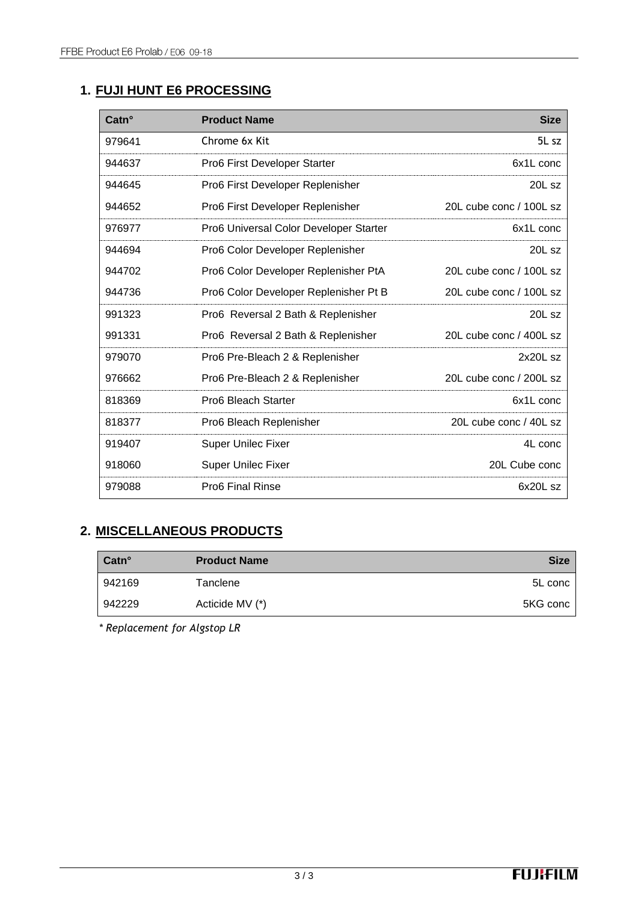## 1. FUJI HUNT E6 PROCESSING

| Catn° | Product Name | Size |
| --- | --- | --- |
| 979641 | Chrome 6x Kit | 5L sz |
| 944637 | Pro6 First Developer Starter | 6x1L conc |
| 944645 | Pro6 First Developer Replenisher | 20L sz |
| 944652 | Pro6 First Developer Replenisher | 20L cube conc / 100L sz |
| 976977 | Pro6 Universal Color Developer Starter | 6x1L conc |
| 944694 | Pro6 Color Developer Replenisher | 20L sz |
| 944702 | Pro6 Color Developer Replenisher PtA | 20L cube conc / 100L sz |
| 944736 | Pro6 Color Developer Replenisher Pt B | 20L cube conc / 100L sz |
| 991323 | Pro6 Reversal 2 Bath & Replenisher | 20L sz |
| 991331 | Pro6 Reversal 2 Bath & Replenisher | 20L cube conc / 400L sz |
| 979070 | Pro6 Pre-Bleach 2 & Replenisher | 2x20L sz |
| 976662 | Pro6 Pre-Bleach 2 & Replenisher | 20L cube conc / 200L sz |
| 818369 | Pro6 Bleach Starter | 6x1L conc |
| 818377 | Pro6 Bleach Replenisher | 20L cube conc / 40L sz |
| 919407 | Super Unilec Fixer | 4L conc |
| 918060 | Super Unilec Fixer | 20L Cube conc |
| 979088 | Pro6 Final Rinse | 6x20L sz |

## 2. MISCELLANEOUS PRODUCTS

| Catn° | Product Name | Size |
| --- | --- | --- |
| 942169 | Tanclene | 5L conc |
| 942229 | Acticide MV (*) | 5KG conc |

*\* Replacement for Algstop LR*